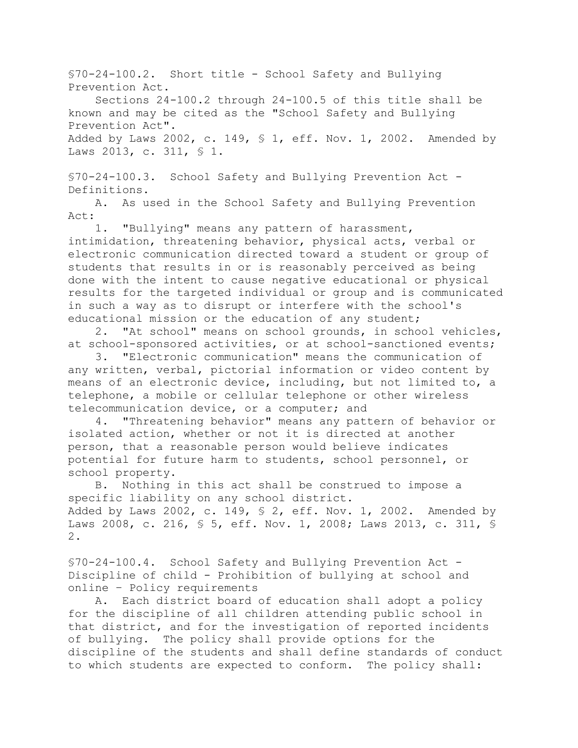§70-24-100.2. Short title - School Safety and Bullying Prevention Act.

Sections 24-100.2 through 24-100.5 of this title shall be known and may be cited as the "School Safety and Bullying Prevention Act".

Added by Laws 2002, c. 149, § 1, eff. Nov. 1, 2002. Amended by Laws 2013, c. 311, § 1.

§70-24-100.3. School Safety and Bullying Prevention Act - Definitions.

A. As used in the School Safety and Bullying Prevention Act:

1. "Bullying" means any pattern of harassment, intimidation, threatening behavior, physical acts, verbal or electronic communication directed toward a student or group of students that results in or is reasonably perceived as being done with the intent to cause negative educational or physical results for the targeted individual or group and is communicated in such a way as to disrupt or interfere with the school's educational mission or the education of any student;

2. "At school" means on school grounds, in school vehicles, at school-sponsored activities, or at school-sanctioned events;

3. "Electronic communication" means the communication of any written, verbal, pictorial information or video content by means of an electronic device, including, but not limited to, a telephone, a mobile or cellular telephone or other wireless telecommunication device, or a computer; and

4. "Threatening behavior" means any pattern of behavior or isolated action, whether or not it is directed at another person, that a reasonable person would believe indicates potential for future harm to students, school personnel, or school property.

B. Nothing in this act shall be construed to impose a specific liability on any school district.

Added by Laws 2002, c. 149, § 2, eff. Nov. 1, 2002. Amended by Laws 2008, c. 216, § 5, eff. Nov. 1, 2008; Laws 2013, c. 311, § 2.

§70-24-100.4. School Safety and Bullying Prevention Act - Discipline of child - Prohibition of bullying at school and online – Policy requirements

A. Each district board of education shall adopt a policy for the discipline of all children attending public school in that district, and for the investigation of reported incidents of bullying. The policy shall provide options for the discipline of the students and shall define standards of conduct to which students are expected to conform. The policy shall: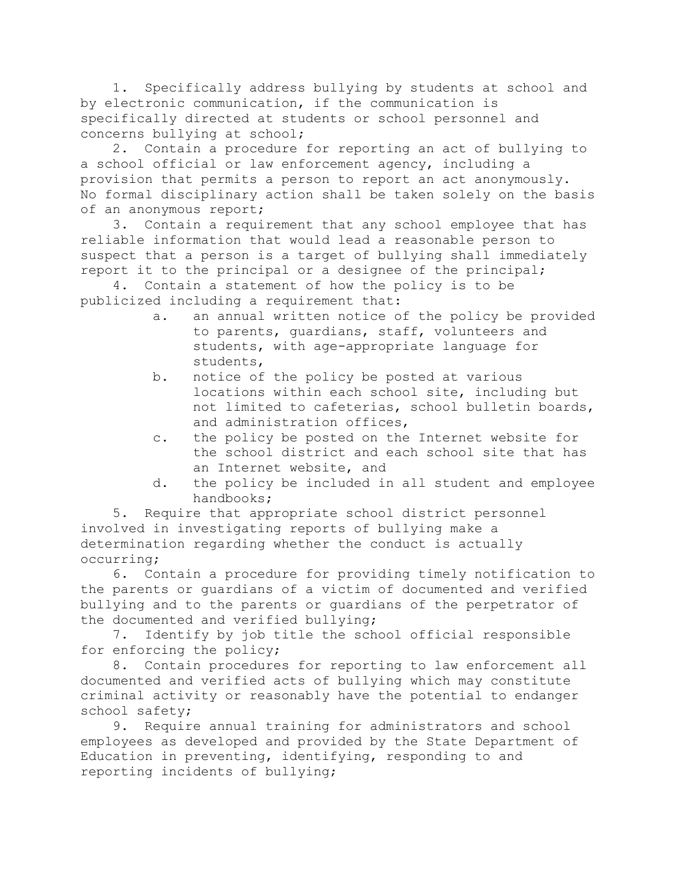1. Specifically address bullying by students at school and by electronic communication, if the communication is specifically directed at students or school personnel and concerns bullying at school;

2. Contain a procedure for reporting an act of bullying to a school official or law enforcement agency, including a provision that permits a person to report an act anonymously. No formal disciplinary action shall be taken solely on the basis of an anonymous report;

3. Contain a requirement that any school employee that has reliable information that would lead a reasonable person to suspect that a person is a target of bullying shall immediately report it to the principal or a designee of the principal;

4. Contain a statement of how the policy is to be publicized including a requirement that:

   a. an annual written notice of the policy be provided to parents, guardians, staff, volunteers and students, with age-appropriate language for students,

   b. notice of the policy be posted at various locations within each school site, including but not limited to cafeterias, school bulletin boards, and administration offices,

   c. the policy be posted on the Internet website for the school district and each school site that has an Internet website, and

   d. the policy be included in all student and employee handbooks;

5. Require that appropriate school district personnel involved in investigating reports of bullying make a determination regarding whether the conduct is actually occurring;

6. Contain a procedure for providing timely notification to the parents or guardians of a victim of documented and verified bullying and to the parents or guardians of the perpetrator of the documented and verified bullying;

7. Identify by job title the school official responsible for enforcing the policy;

8. Contain procedures for reporting to law enforcement all documented and verified acts of bullying which may constitute criminal activity or reasonably have the potential to endanger school safety;

9. Require annual training for administrators and school employees as developed and provided by the State Department of Education in preventing, identifying, responding to and reporting incidents of bullying;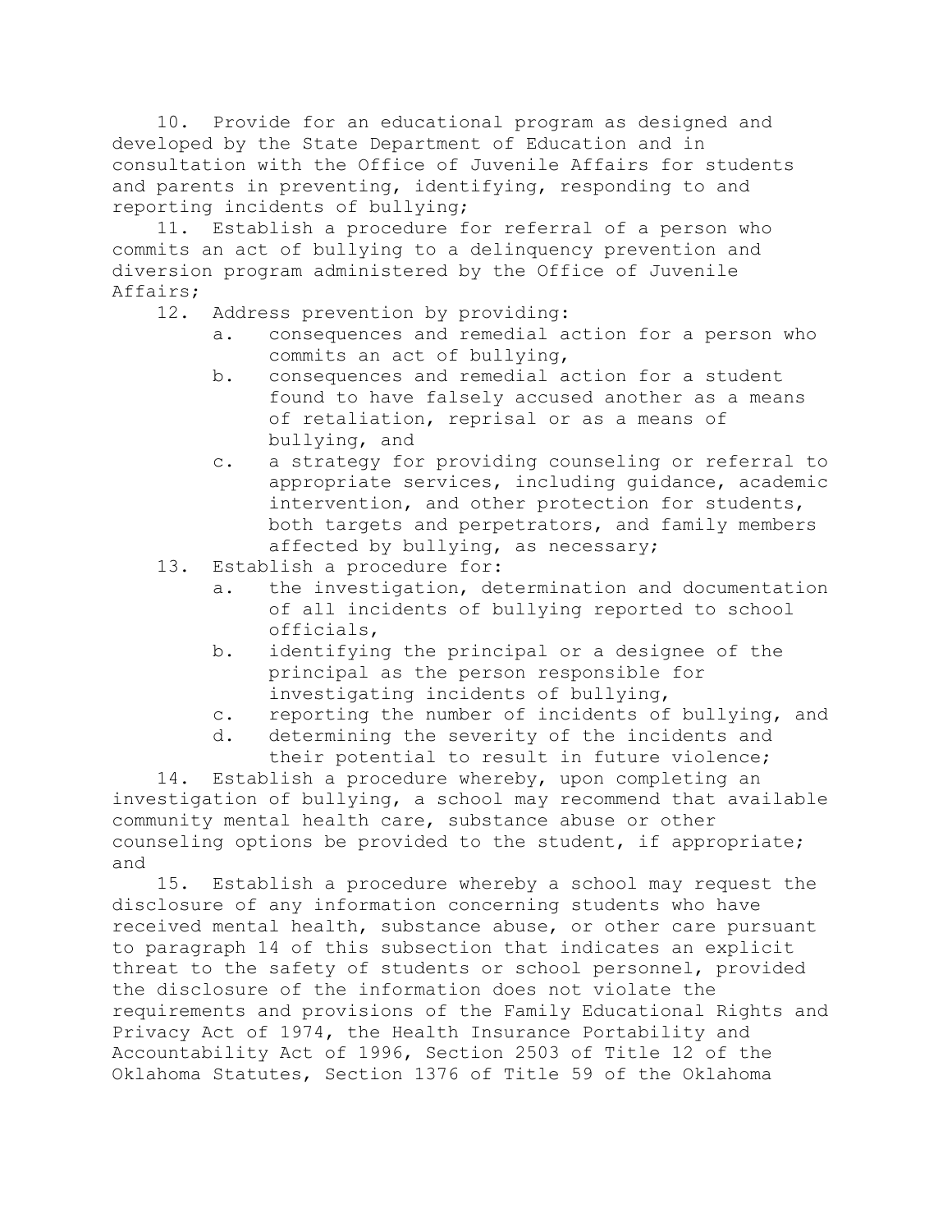10. Provide for an educational program as designed and developed by the State Department of Education and in consultation with the Office of Juvenile Affairs for students and parents in preventing, identifying, responding to and reporting incidents of bullying;

11. Establish a procedure for referral of a person who commits an act of bullying to a delinquency prevention and diversion program administered by the Office of Juvenile Affairs;

12. Address prevention by providing:

   a. consequences and remedial action for a person who commits an act of bullying,

   b. consequences and remedial action for a student found to have falsely accused another as a means of retaliation, reprisal or as a means of bullying, and

   c. a strategy for providing counseling or referral to appropriate services, including guidance, academic intervention, and other protection for students, both targets and perpetrators, and family members affected by bullying, as necessary;

13. Establish a procedure for:

   a. the investigation, determination and documentation of all incidents of bullying reported to school officials,

   b. identifying the principal or a designee of the principal as the person responsible for investigating incidents of bullying,

   c. reporting the number of incidents of bullying, and

   d. determining the severity of the incidents and their potential to result in future violence;

14. Establish a procedure whereby, upon completing an investigation of bullying, a school may recommend that available community mental health care, substance abuse or other counseling options be provided to the student, if appropriate; and

15. Establish a procedure whereby a school may request the disclosure of any information concerning students who have received mental health, substance abuse, or other care pursuant to paragraph 14 of this subsection that indicates an explicit threat to the safety of students or school personnel, provided the disclosure of the information does not violate the requirements and provisions of the Family Educational Rights and Privacy Act of 1974, the Health Insurance Portability and Accountability Act of 1996, Section 2503 of Title 12 of the Oklahoma Statutes, Section 1376 of Title 59 of the Oklahoma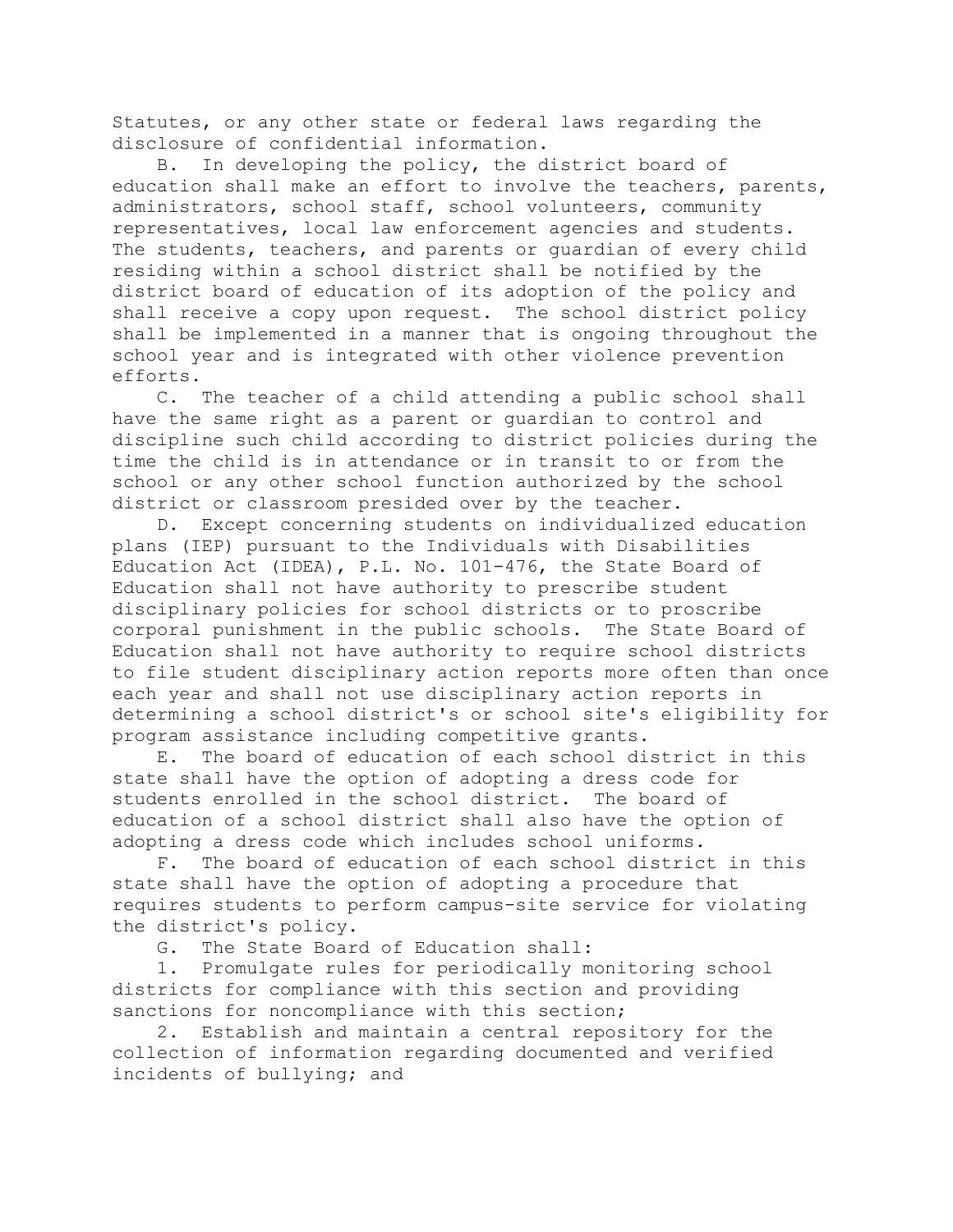Statutes, or any other state or federal laws regarding the disclosure of confidential information.

B. In developing the policy, the district board of education shall make an effort to involve the teachers, parents, administrators, school staff, school volunteers, community representatives, local law enforcement agencies and students. The students, teachers, and parents or guardian of every child residing within a school district shall be notified by the district board of education of its adoption of the policy and shall receive a copy upon request. The school district policy shall be implemented in a manner that is ongoing throughout the school year and is integrated with other violence prevention efforts.

C. The teacher of a child attending a public school shall have the same right as a parent or guardian to control and discipline such child according to district policies during the time the child is in attendance or in transit to or from the school or any other school function authorized by the school district or classroom presided over by the teacher.

D. Except concerning students on individualized education plans (IEP) pursuant to the Individuals with Disabilities Education Act (IDEA), P.L. No. 101-476, the State Board of Education shall not have authority to prescribe student disciplinary policies for school districts or to proscribe corporal punishment in the public schools. The State Board of Education shall not have authority to require school districts to file student disciplinary action reports more often than once each year and shall not use disciplinary action reports in determining a school district's or school site's eligibility for program assistance including competitive grants.

E. The board of education of each school district in this state shall have the option of adopting a dress code for students enrolled in the school district. The board of education of a school district shall also have the option of adopting a dress code which includes school uniforms.

F. The board of education of each school district in this state shall have the option of adopting a procedure that requires students to perform campus-site service for violating the district's policy.

G. The State Board of Education shall:

1. Promulgate rules for periodically monitoring school districts for compliance with this section and providing sanctions for noncompliance with this section;

2. Establish and maintain a central repository for the collection of information regarding documented and verified incidents of bullying; and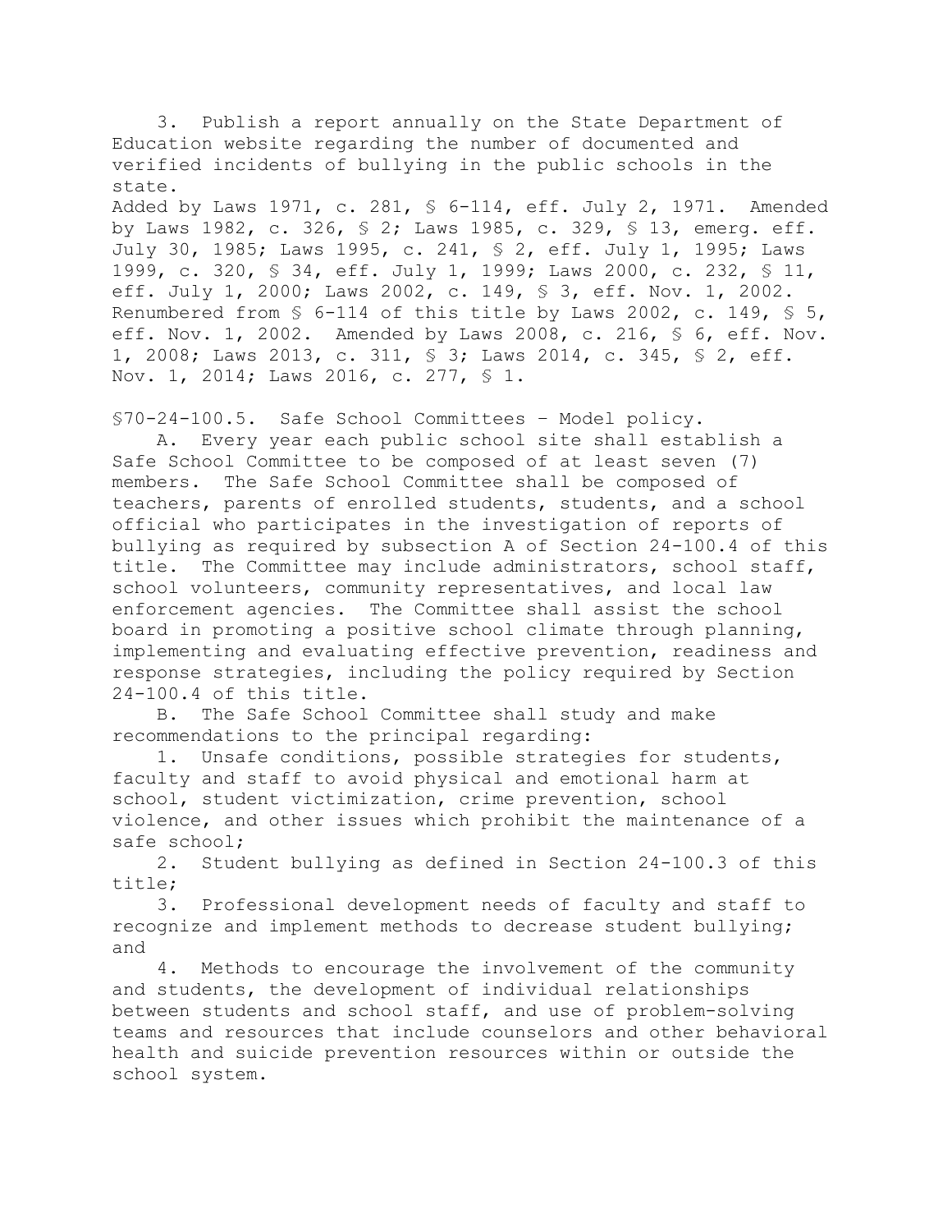3. Publish a report annually on the State Department of Education website regarding the number of documented and verified incidents of bullying in the public schools in the state.

Added by Laws 1971, c. 281, § 6-114, eff. July 2, 1971. Amended by Laws 1982, c. 326, § 2; Laws 1985, c. 329, § 13, emerg. eff. July 30, 1985; Laws 1995, c. 241, § 2, eff. July 1, 1995; Laws 1999, c. 320, § 34, eff. July 1, 1999; Laws 2000, c. 232, § 11, eff. July 1, 2000; Laws 2002, c. 149, § 3, eff. Nov. 1, 2002. Renumbered from § 6-114 of this title by Laws 2002, c. 149, § 5, eff. Nov. 1, 2002. Amended by Laws 2008, c. 216, § 6, eff. Nov. 1, 2008; Laws 2013, c. 311, § 3; Laws 2014, c. 345, § 2, eff. Nov. 1, 2014; Laws 2016, c. 277, § 1.

§70-24-100.5. Safe School Committees – Model policy.

A. Every year each public school site shall establish a Safe School Committee to be composed of at least seven (7) members. The Safe School Committee shall be composed of teachers, parents of enrolled students, students, and a school official who participates in the investigation of reports of bullying as required by subsection A of Section 24-100.4 of this title. The Committee may include administrators, school staff, school volunteers, community representatives, and local law enforcement agencies. The Committee shall assist the school board in promoting a positive school climate through planning, implementing and evaluating effective prevention, readiness and response strategies, including the policy required by Section 24-100.4 of this title.

B. The Safe School Committee shall study and make recommendations to the principal regarding:

1. Unsafe conditions, possible strategies for students, faculty and staff to avoid physical and emotional harm at school, student victimization, crime prevention, school violence, and other issues which prohibit the maintenance of a safe school;

2. Student bullying as defined in Section 24-100.3 of this title;

3. Professional development needs of faculty and staff to recognize and implement methods to decrease student bullying; and

4. Methods to encourage the involvement of the community and students, the development of individual relationships between students and school staff, and use of problem-solving teams and resources that include counselors and other behavioral health and suicide prevention resources within or outside the school system.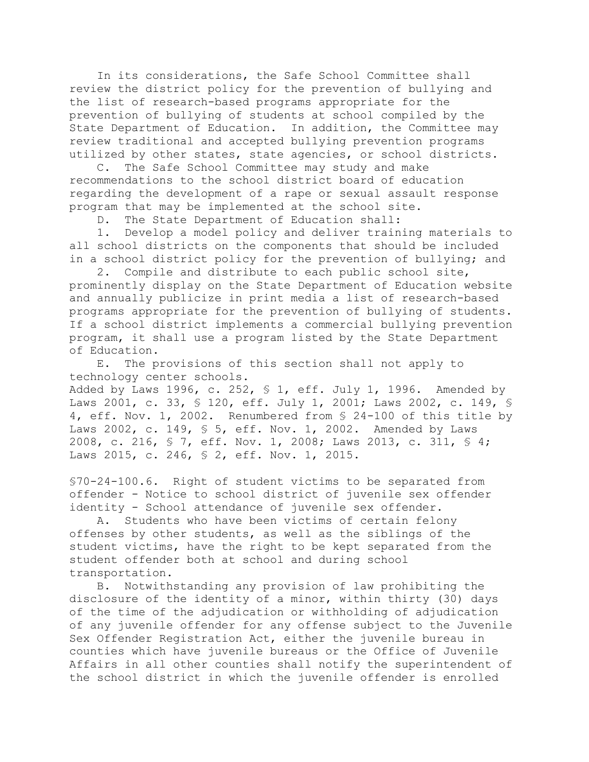In its considerations, the Safe School Committee shall review the district policy for the prevention of bullying and the list of research-based programs appropriate for the prevention of bullying of students at school compiled by the State Department of Education. In addition, the Committee may review traditional and accepted bullying prevention programs utilized by other states, state agencies, or school districts.

C. The Safe School Committee may study and make recommendations to the school district board of education regarding the development of a rape or sexual assault response program that may be implemented at the school site.

D. The State Department of Education shall:

1. Develop a model policy and deliver training materials to all school districts on the components that should be included in a school district policy for the prevention of bullying; and

2. Compile and distribute to each public school site, prominently display on the State Department of Education website and annually publicize in print media a list of research-based programs appropriate for the prevention of bullying of students. If a school district implements a commercial bullying prevention program, it shall use a program listed by the State Department of Education.

E. The provisions of this section shall not apply to technology center schools.

Added by Laws 1996, c. 252, § 1, eff. July 1, 1996. Amended by Laws 2001, c. 33, § 120, eff. July 1, 2001; Laws 2002, c. 149, § 4, eff. Nov. 1, 2002. Renumbered from § 24-100 of this title by Laws 2002, c. 149, § 5, eff. Nov. 1, 2002. Amended by Laws 2008, c. 216, § 7, eff. Nov. 1, 2008; Laws 2013, c. 311, § 4; Laws 2015, c. 246, § 2, eff. Nov. 1, 2015.

§70-24-100.6. Right of student victims to be separated from offender - Notice to school district of juvenile sex offender identity - School attendance of juvenile sex offender.

A. Students who have been victims of certain felony offenses by other students, as well as the siblings of the student victims, have the right to be kept separated from the student offender both at school and during school transportation.

B. Notwithstanding any provision of law prohibiting the disclosure of the identity of a minor, within thirty (30) days of the time of the adjudication or withholding of adjudication of any juvenile offender for any offense subject to the Juvenile Sex Offender Registration Act, either the juvenile bureau in counties which have juvenile bureaus or the Office of Juvenile Affairs in all other counties shall notify the superintendent of the school district in which the juvenile offender is enrolled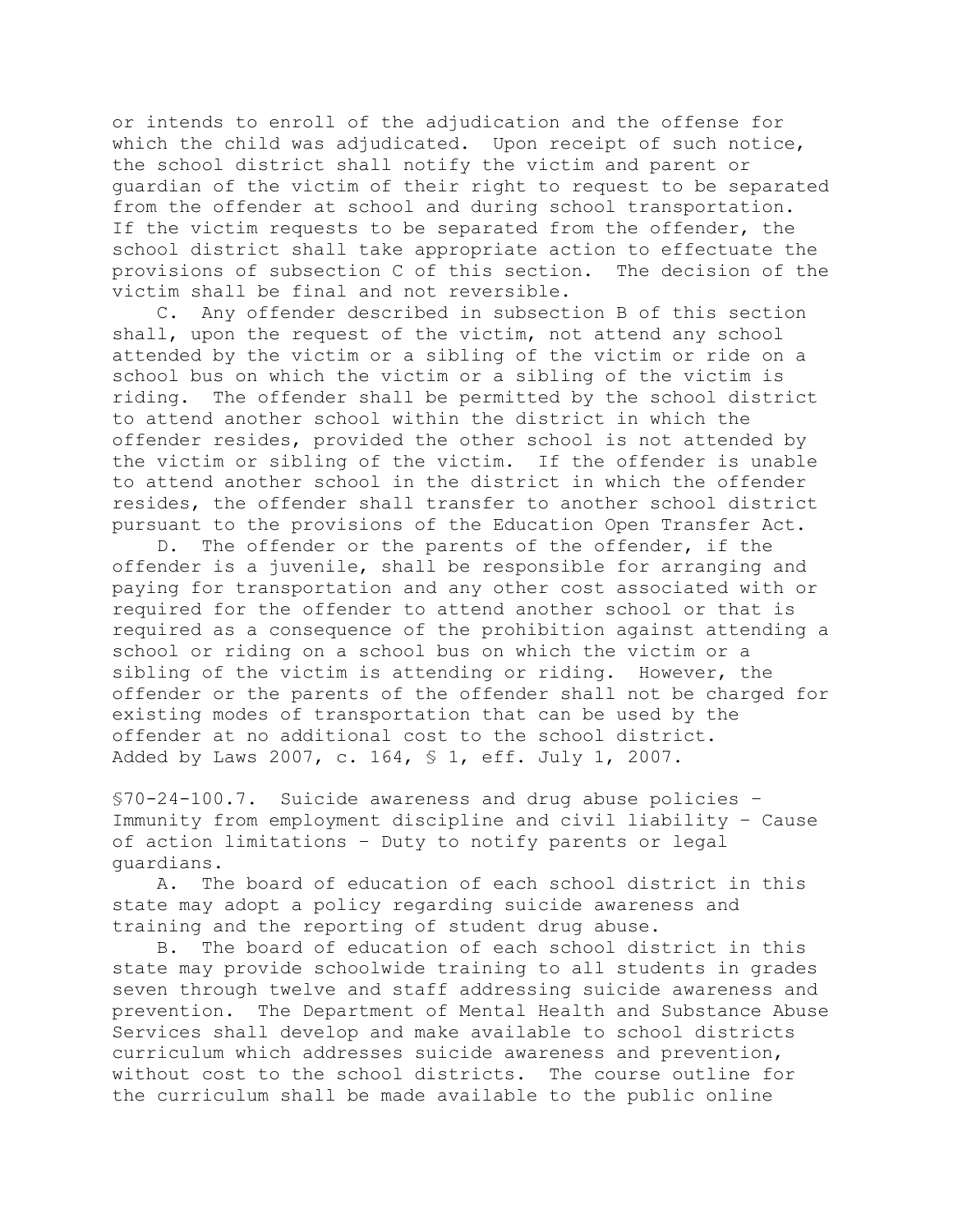or intends to enroll of the adjudication and the offense for which the child was adjudicated. Upon receipt of such notice, the school district shall notify the victim and parent or guardian of the victim of their right to request to be separated from the offender at school and during school transportation. If the victim requests to be separated from the offender, the school district shall take appropriate action to effectuate the provisions of subsection C of this section. The decision of the victim shall be final and not reversible.

C. Any offender described in subsection B of this section shall, upon the request of the victim, not attend any school attended by the victim or a sibling of the victim or ride on a school bus on which the victim or a sibling of the victim is riding. The offender shall be permitted by the school district to attend another school within the district in which the offender resides, provided the other school is not attended by the victim or sibling of the victim. If the offender is unable to attend another school in the district in which the offender resides, the offender shall transfer to another school district pursuant to the provisions of the Education Open Transfer Act.

D. The offender or the parents of the offender, if the offender is a juvenile, shall be responsible for arranging and paying for transportation and any other cost associated with or required for the offender to attend another school or that is required as a consequence of the prohibition against attending a school or riding on a school bus on which the victim or a sibling of the victim is attending or riding. However, the offender or the parents of the offender shall not be charged for existing modes of transportation that can be used by the offender at no additional cost to the school district.

Added by Laws 2007, c. 164, § 1, eff. July 1, 2007.

§70-24-100.7. Suicide awareness and drug abuse policies – Immunity from employment discipline and civil liability – Cause of action limitations – Duty to notify parents or legal guardians.

A. The board of education of each school district in this state may adopt a policy regarding suicide awareness and training and the reporting of student drug abuse.

B. The board of education of each school district in this state may provide schoolwide training to all students in grades seven through twelve and staff addressing suicide awareness and prevention. The Department of Mental Health and Substance Abuse Services shall develop and make available to school districts curriculum which addresses suicide awareness and prevention, without cost to the school districts. The course outline for the curriculum shall be made available to the public online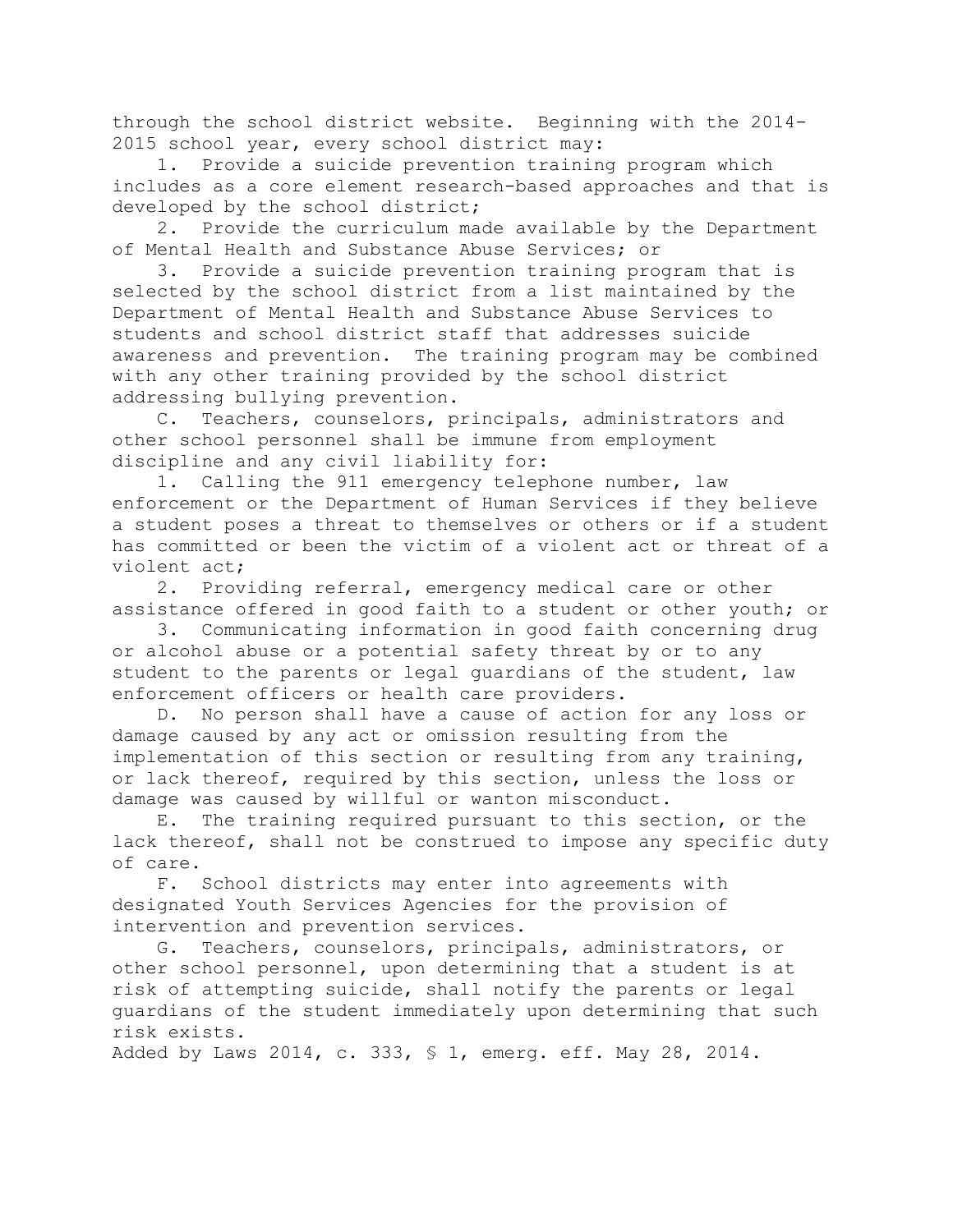through the school district website. Beginning with the 2014-2015 school year, every school district may:

1. Provide a suicide prevention training program which includes as a core element research-based approaches and that is developed by the school district;

2. Provide the curriculum made available by the Department of Mental Health and Substance Abuse Services; or

3. Provide a suicide prevention training program that is selected by the school district from a list maintained by the Department of Mental Health and Substance Abuse Services to students and school district staff that addresses suicide awareness and prevention. The training program may be combined with any other training provided by the school district addressing bullying prevention.

C. Teachers, counselors, principals, administrators and other school personnel shall be immune from employment discipline and any civil liability for:

1. Calling the 911 emergency telephone number, law enforcement or the Department of Human Services if they believe a student poses a threat to themselves or others or if a student has committed or been the victim of a violent act or threat of a violent act;

2. Providing referral, emergency medical care or other assistance offered in good faith to a student or other youth; or

3. Communicating information in good faith concerning drug or alcohol abuse or a potential safety threat by or to any student to the parents or legal guardians of the student, law enforcement officers or health care providers.

D. No person shall have a cause of action for any loss or damage caused by any act or omission resulting from the implementation of this section or resulting from any training, or lack thereof, required by this section, unless the loss or damage was caused by willful or wanton misconduct.

E. The training required pursuant to this section, or the lack thereof, shall not be construed to impose any specific duty of care.

F. School districts may enter into agreements with designated Youth Services Agencies for the provision of intervention and prevention services.

G. Teachers, counselors, principals, administrators, or other school personnel, upon determining that a student is at risk of attempting suicide, shall notify the parents or legal guardians of the student immediately upon determining that such risk exists.

Added by Laws 2014, c. 333, § 1, emerg. eff. May 28, 2014.